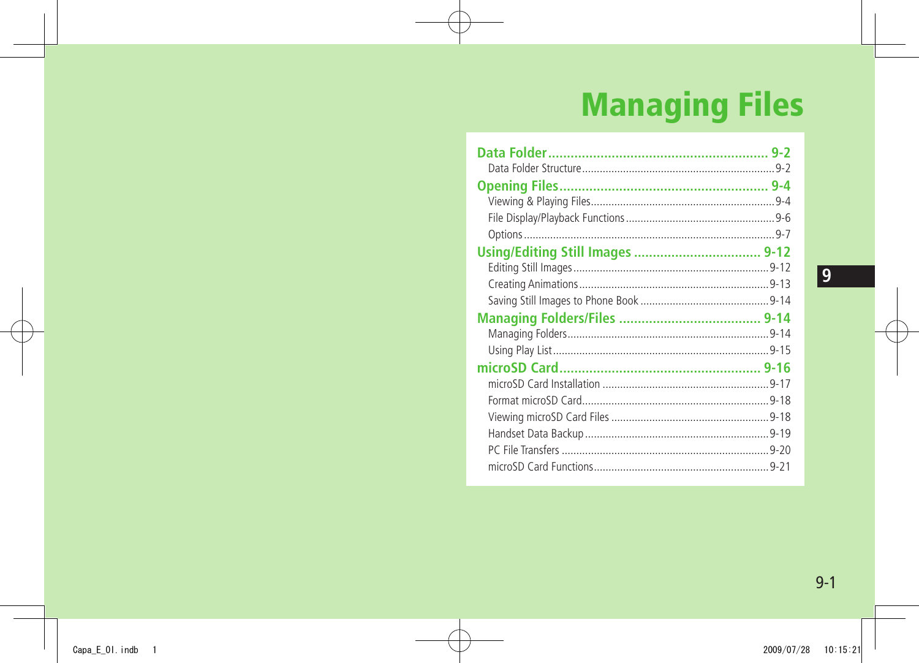# Managing Files

**Data Folder** .......... 9-2
- Data Folder Structure .......... 9-2

**Opening Files** .......... 9-4
- Viewing & Playing Files .......... 9-4
- File Display/Playback Functions .......... 9-6
- Options .......... 9-7

**Using/Editing Still Images** .......... 9-12
- Editing Still Images .......... 9-12
- Creating Animations .......... 9-13
- Saving Still Images to Phone Book .......... 9-14

**Managing Folders/Files** .......... 9-14
- Managing Folders .......... 9-14
- Using Play List .......... 9-15

**microSD Card** .......... 9-16
- microSD Card Installation .......... 9-17
- Format microSD Card .......... 9-18
- Viewing microSD Card Files .......... 9-18
- Handset Data Backup .......... 9-19
- PC File Transfers .......... 9-20
- microSD Card Functions .......... 9-21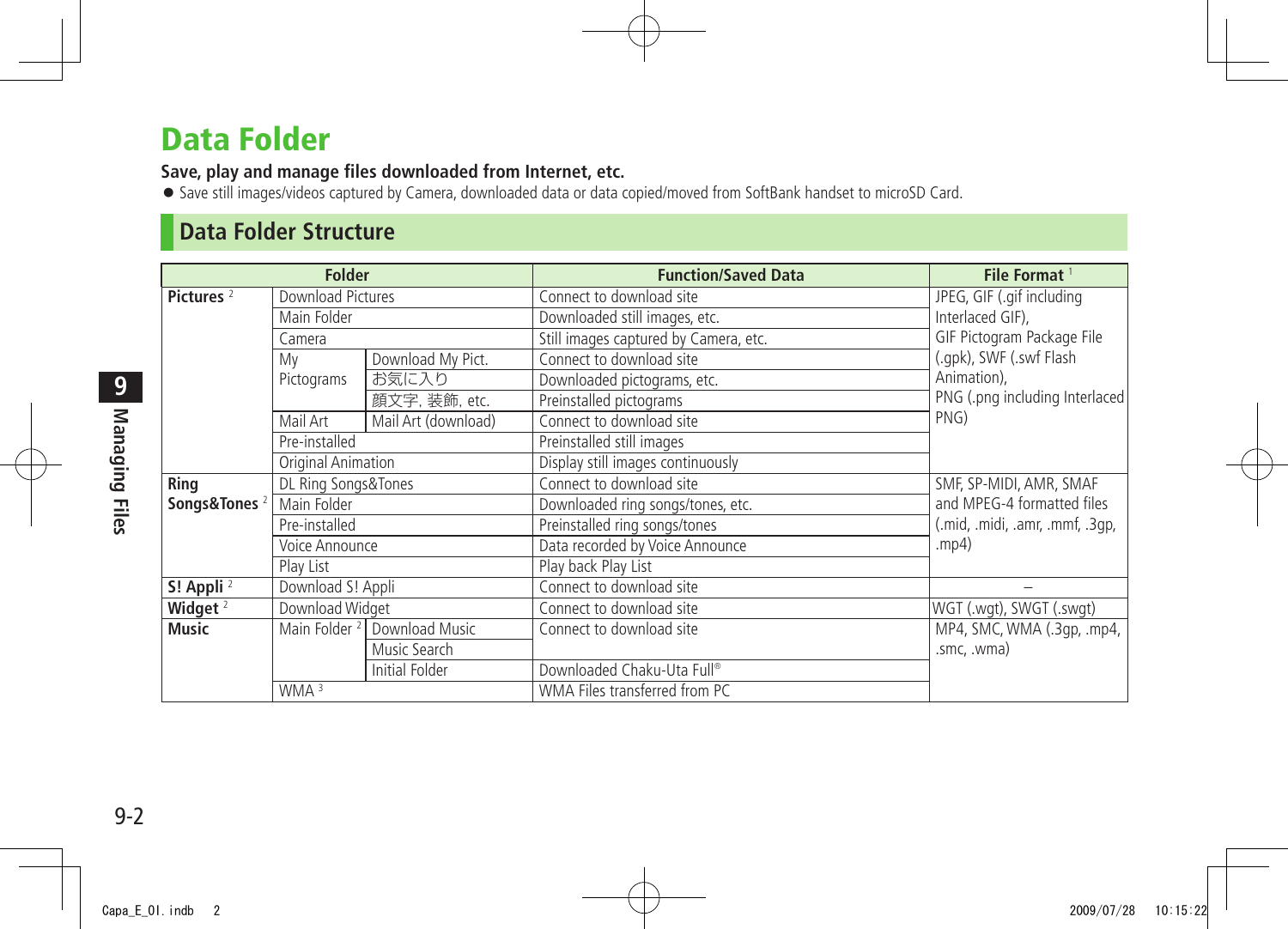# Data Folder

**Save, play and manage files downloaded from Internet, etc.**

- Save still images/videos captured by Camera, downloaded data or data copied/moved from SoftBank handset to microSD Card.

## Data Folder Structure

| Folder | | | Function/Saved Data | File Format [1] |
|---|---|---|---|---|
| **Pictures** [2] | Download Pictures | | Connect to download site | JPEG, GIF (.gif including Interlaced GIF), GIF Pictogram Package File (.gpk), SWF (.swf Flash Animation), PNG (.png including Interlaced PNG) |
| | Main Folder | | Downloaded still images, etc. | |
| | Camera | | Still images captured by Camera, etc. | |
| | My Pictograms | Download My Pict. | Connect to download site | |
| | | お気に入り | Downloaded pictograms, etc. | |
| | | 顔文字, 装飾, etc. | Preinstalled pictograms | |
| | Mail Art | Mail Art (download) | Connect to download site | |
| | Pre-installed | | Preinstalled still images | |
| | Original Animation | | Display still images continuously | |
| **Ring Songs&Tones** [2] | DL Ring Songs&Tones | | Connect to download site | SMF, SP-MIDI, AMR, SMAF and MPEG-4 formatted files (.mid, .midi, .amr, .mmf, .3gp, .mp4) |
| | Main Folder | | Downloaded ring songs/tones, etc. | |
| | Pre-installed | | Preinstalled ring songs/tones | |
| | Voice Announce | | Data recorded by Voice Announce | |
| | Play List | | Play back Play List | |
| **S! Appli** [2] | Download S! Appli | | Connect to download site | – |
| **Widget** [2] | Download Widget | | Connect to download site | WGT (.wgt), SWGT (.swgt) |
| **Music** | Main Folder [2] | Download Music | Connect to download site | MP4, SMC, WMA (.3gp, .mp4, .smc, .wma) |
| | | Music Search | | |
| | | Initial Folder | Downloaded Chaku-Uta Full® | |
| | WMA [3] | | WMA Files transferred from PC | |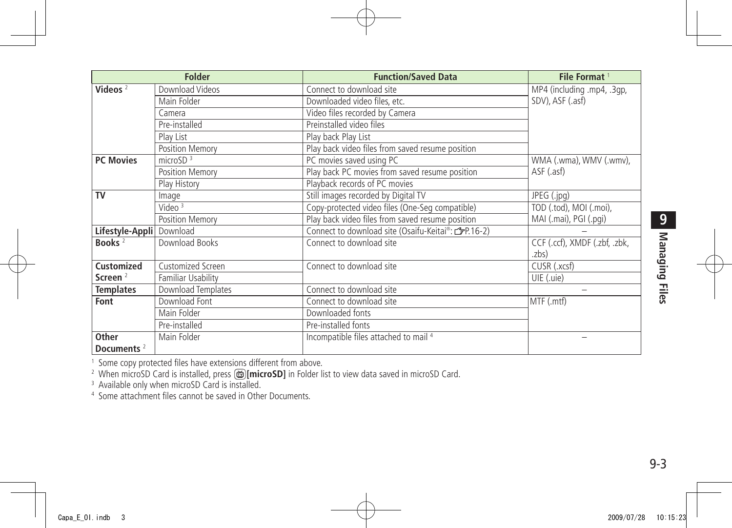| Folder | | Function/Saved Data | File Format [1] |
|---|---|---|---|
| **Videos** [2] | Download Videos | Connect to download site | MP4 (including .mp4, .3gp, SDV), ASF (.asf) |
| | Main Folder | Downloaded video files, etc. | |
| | Camera | Video files recorded by Camera | |
| | Pre-installed | Preinstalled video files | |
| | Play List | Play back Play List | |
| | Position Memory | Play back video files from saved resume position | |
| **PC Movies** | microSD [3] | PC movies saved using PC | WMA (.wma), WMV (.wmv), ASF (.asf) |
| | Position Memory | Play back PC movies from saved resume position | |
| | Play History | Playback records of PC movies | |
| **TV** | Image | Still images recorded by Digital TV | JPEG (.jpg) |
| | Video [3] | Copy-protected video files (One-Seg compatible) | TOD (.tod), MOI (.moi), MAI (.mai), PGI (.pgi) |
| | Position Memory | Play back video files from saved resume position | |
| **Lifestyle-Appli** | Download | Connect to download site (Osaifu-Keitai®: ☞P.16-2) | – |
| **Books** [2] | Download Books | Connect to download site | CCF (.ccf), XMDF (.zbf, .zbk, .zbs) |
| **Customized Screen** [2] | Customized Screen | Connect to download site | CUSR (.xcsf) |
| | Familiar Usability | | UIE (.uie) |
| **Templates** | Download Templates | Connect to download site | – |
| **Font** | Download Font | Connect to download site | MTF (.mtf) |
| | Main Folder | Downloaded fonts | |
| | Pre-installed | Pre-installed fonts | |
| **Other Documents** [2] | Main Folder | Incompatible files attached to mail [4] | – |

[1] Some copy protected files have extensions different from above.

[2] When microSD Card is installed, press (TV)**[microSD]** in Folder list to view data saved in microSD Card.

[3] Available only when microSD Card is installed.

[4] Some attachment files cannot be saved in Other Documents.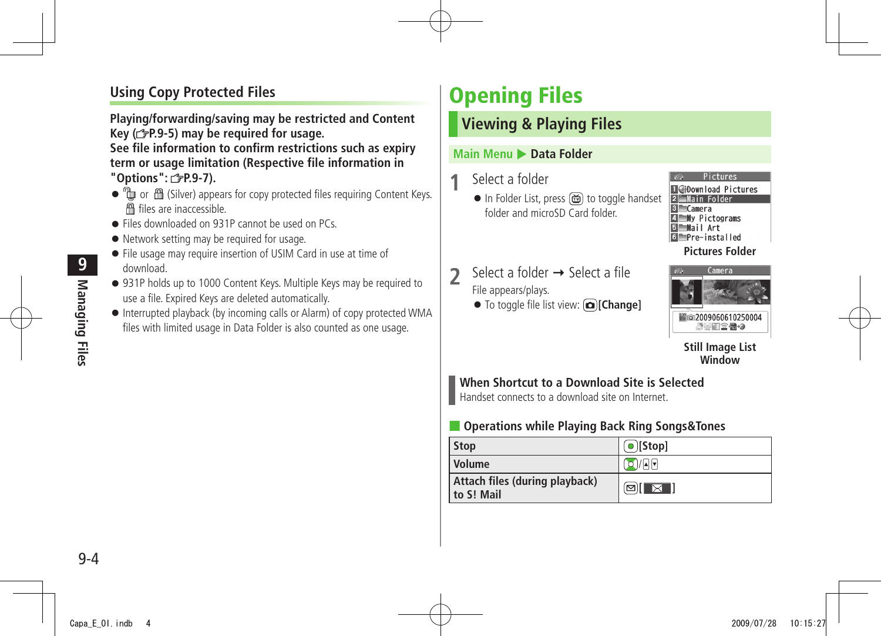## Using Copy Protected Files

**Playing/forwarding/saving may be restricted and Content Key (☞P.9-5) may be required for usage.**
**See file information to confirm restrictions such as expiry term or usage limitation (Respective file information in "Options": ☞P.9-7).**

- or (Silver) appears for copy protected files requiring Content Keys. files are inaccessible.
- Files downloaded on 931P cannot be used on PCs.
- Network setting may be required for usage.
- File usage may require insertion of USIM Card in use at time of download.
- 931P holds up to 1000 Content Keys. Multiple Keys may be required to use a file. Expired Keys are deleted automatically.
- Interrupted playback (by incoming calls or Alarm) of copy protected WMA files with limited usage in Data Folder is also counted as one usage.

# Opening Files

## Viewing & Playing Files

**Main Menu ▶ Data Folder**

**1** Select a folder

- In Folder List, press to toggle handset folder and microSD Card folder.

Pictures
1 Download Pictures
2 Main Folder
3 Camera
4 My Pictograms
5 Mail Art
6 Pre-installed

**Pictures Folder**

**2** Select a folder → Select a file

File appears/plays.

- To toggle file list view: **[Change]**

Camera
2009060610250004

**Still Image List Window**

**When Shortcut to a Download Site is Selected**
Handset connects to a download site on Internet.

### Operations while Playing Back Ring Songs&Tones

| | |
|---|---|
| Stop | [Stop] |
| Volume | / / |
| Attach files (during playback) to S! Mail | [ ] |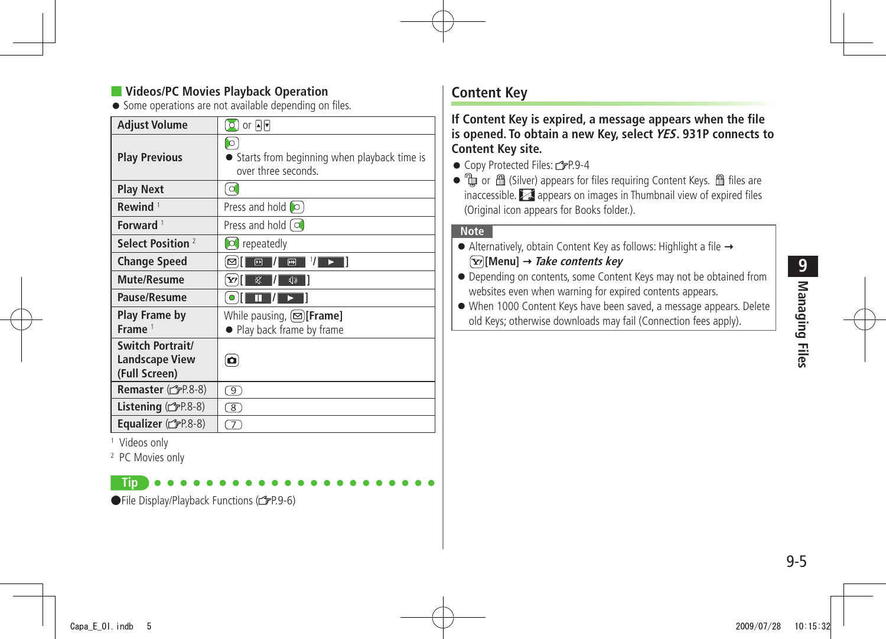## Videos/PC Movies Playback Operation

- Some operations are not available depending on files.

| Operation | Key |
|---|---|
| Adjust Volume | or |
| Play Previous | ● Starts from beginning when playback time is over three seconds. |
| Play Next | |
| Rewind [1] | Press and hold |
| Forward [1] | Press and hold |
| Select Position [2] | repeatedly |
| Change Speed | [ / [1]/ ] |
| Mute/Resume | [ / ] |
| Pause/Resume | [ / ] |
| Play Frame by Frame [1] | While pausing, **[Frame]**<br>● Play back frame by frame |
| Switch Portrait/ Landscape View (Full Screen) | |
| Remaster (☞P.8-8) | 9 |
| Listening (☞P.8-8) | 8 |
| Equalizer (☞P.8-8) | 7 |

[1] Videos only

[2] PC Movies only

**Tip**

- File Display/Playback Functions (☞P.9-6)

## Content Key

**If Content Key is expired, a message appears when the file is opened. To obtain a new Key, select *YES*. 931P connects to Content Key site.**

- Copy Protected Files: ☞P.9-4
- or (Silver) appears for files requiring Content Keys. files are inaccessible. appears on images in Thumbnail view of expired files (Original icon appears for Books folder.).

**Note**

- Alternatively, obtain Content Key as follows: Highlight a file → **[Menu]** → ***Take contents key***
- Depending on contents, some Content Keys may not be obtained from websites even when warning for expired contents appears.
- When 1000 Content Keys have been saved, a message appears. Delete old Keys; otherwise downloads may fail (Connection fees apply).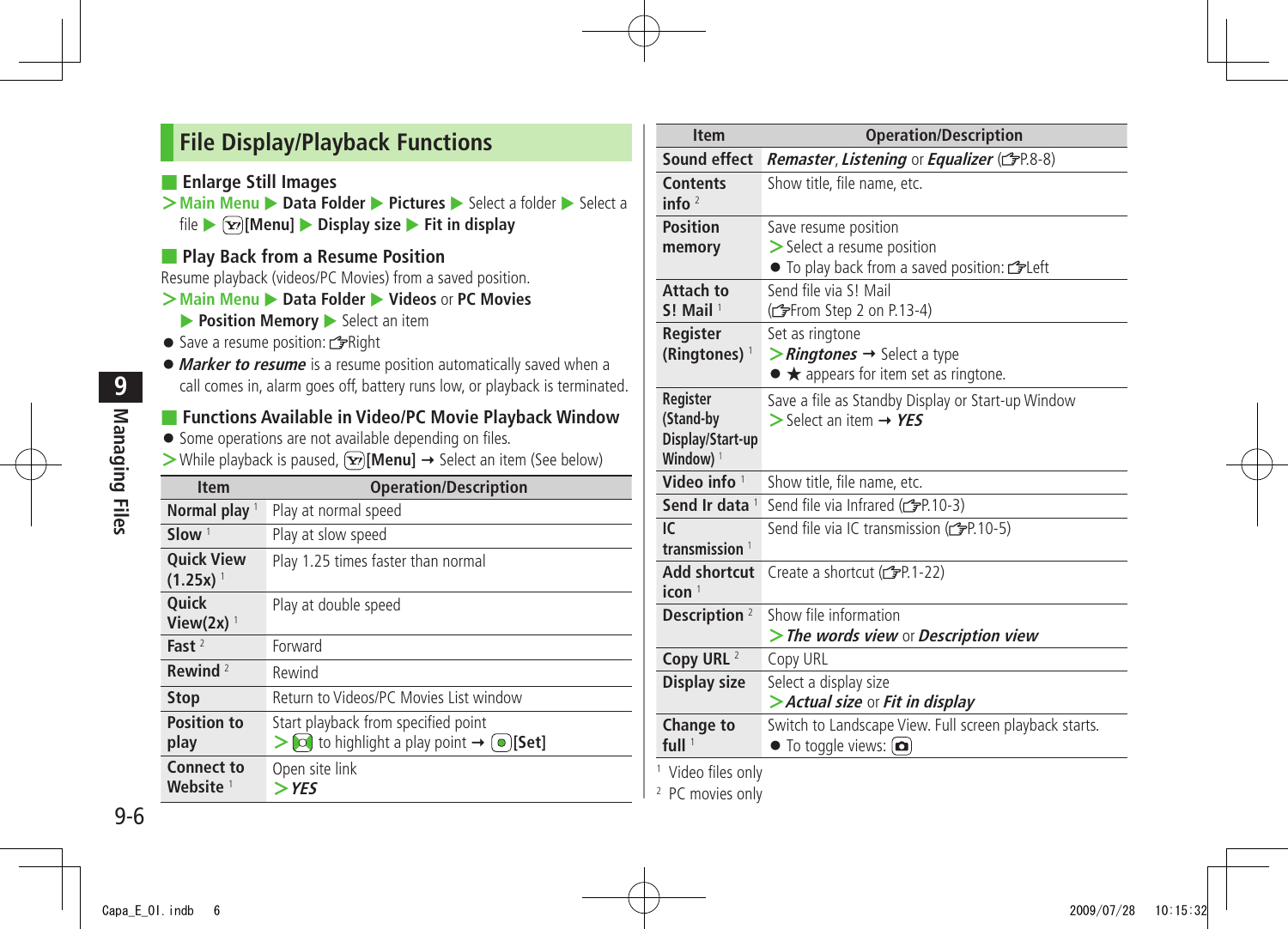## File Display/Playback Functions

### Enlarge Still Images

> **Main Menu** ▶ **Data Folder** ▶ **Pictures** ▶ Select a folder ▶ Select a file ▶ [Menu] ▶ **Display size** ▶ **Fit in display**

### Play Back from a Resume Position

Resume playback (videos/PC Movies) from a saved position.

> **Main Menu** ▶ **Data Folder** ▶ **Videos** or **PC Movies** ▶ **Position Memory** ▶ Select an item

- Save a resume position: Right
- ***Marker to resume*** is a resume position automatically saved when a call comes in, alarm goes off, battery runs low, or playback is terminated.

### Functions Available in Video/PC Movie Playback Window

- Some operations are not available depending on files.

> While playback is paused, [Menu] ➞ Select an item (See below)

| Item | Operation/Description |
|---|---|
| **Normal play** [1] | Play at normal speed |
| **Slow** [1] | Play at slow speed |
| **Quick View (1.25x)** [1] | Play 1.25 times faster than normal |
| **Quick View(2x)** [1] | Play at double speed |
| **Fast** [2] | Forward |
| **Rewind** [2] | Rewind |
| **Stop** | Return to Videos/PC Movies List window |
| **Position to play** | Start playback from specified point > to highlight a play point ➞ [Set] |
| **Connect to Website** [1] | Open site link > ***YES*** |
| **Sound effect** | ***Remaster***, ***Listening*** or ***Equalizer*** (P.8-8) |
| **Contents info** [2] | Show title, file name, etc. |
| **Position memory** | Save resume position > Select a resume position ● To play back from a saved position: Left |
| **Attach to S! Mail** [1] | Send file via S! Mail (From Step 2 on P.13-4) |
| **Register (Ringtones)** [1] | Set as ringtone > ***Ringtones*** ➞ Select a type ● ★ appears for item set as ringtone. |
| **Register (Stand-by Display/Start-up Window)** [1] | Save a file as Standby Display or Start-up Window > Select an item ➞ ***YES*** |
| **Video info** [1] | Show title, file name, etc. |
| **Send Ir data** [1] | Send file via Infrared (P.10-3) |
| **IC transmission** [1] | Send file via IC transmission (P.10-5) |
| **Add shortcut icon** [1] | Create a shortcut (P.1-22) |
| **Description** [2] | Show file information > ***The words view*** or ***Description view*** |
| **Copy URL** [2] | Copy URL |
| **Display size** | Select a display size > ***Actual size*** or ***Fit in display*** |
| **Change to full** [1] | Switch to Landscape View. Full screen playback starts. ● To toggle views: |

[1] Video files only
[2] PC movies only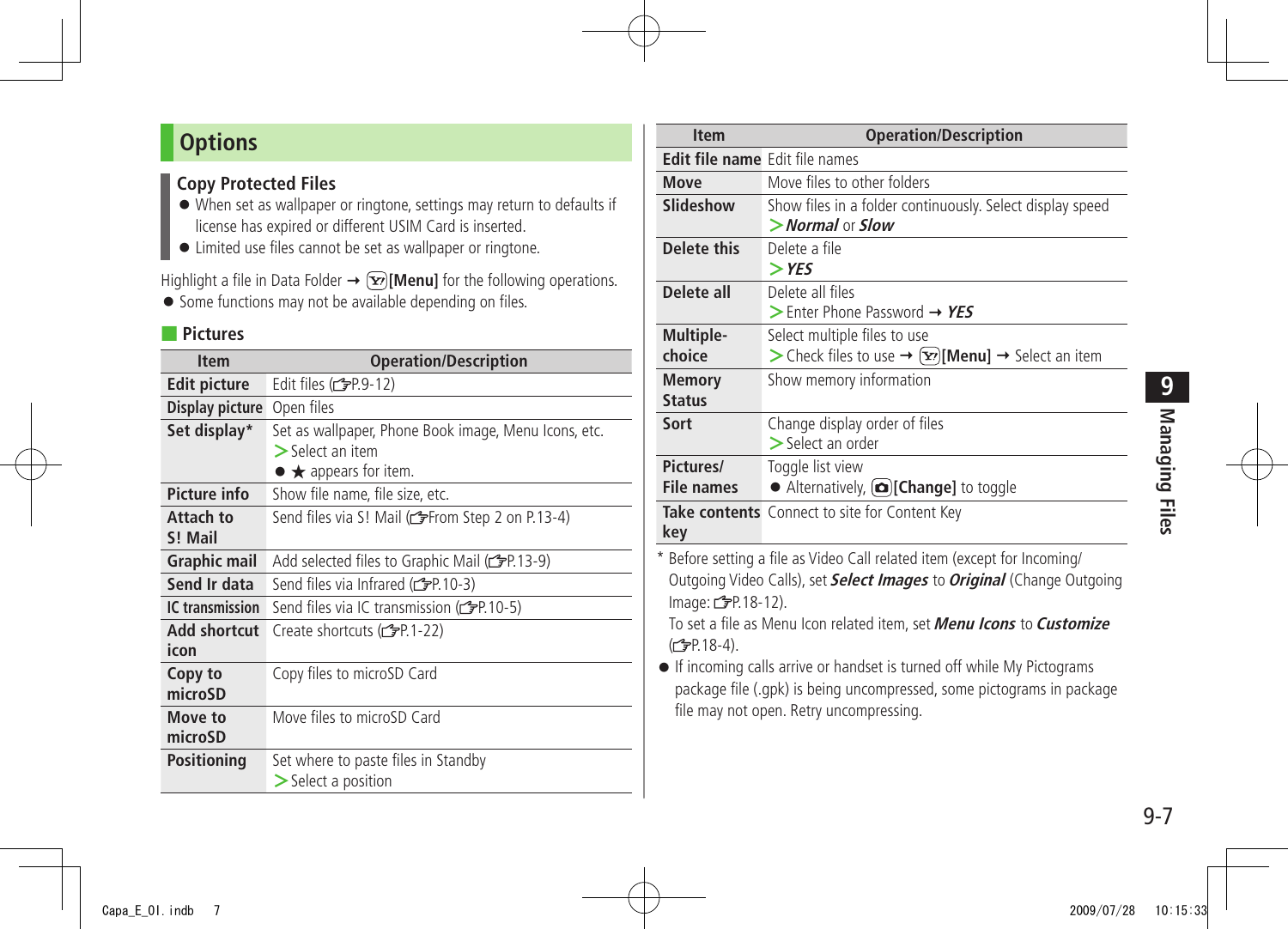## Options

### Copy Protected Files

- When set as wallpaper or ringtone, settings may return to defaults if license has expired or different USIM Card is inserted.
- Limited use files cannot be set as wallpaper or ringtone.

Highlight a file in Data Folder ➞ [Menu] for the following operations.

- Some functions may not be available depending on files.

### Pictures

| Item | Operation/Description |
|---|---|
| **Edit picture** | Edit files (☞P.9-12) |
| **Display picture** | Open files |
| **Set display*** | Set as wallpaper, Phone Book image, Menu Icons, etc. > Select an item ● ★ appears for item. |
| **Picture info** | Show file name, file size, etc. |
| **Attach to S! Mail** | Send files via S! Mail (☞From Step 2 on P.13-4) |
| **Graphic mail** | Add selected files to Graphic Mail (☞P.13-9) |
| **Send Ir data** | Send files via Infrared (☞P.10-3) |
| **IC transmission** | Send files via IC transmission (☞P.10-5) |
| **Add shortcut icon** | Create shortcuts (☞P.1-22) |
| **Copy to microSD** | Copy files to microSD Card |
| **Move to microSD** | Move files to microSD Card |
| **Positioning** | Set where to paste files in Standby > Select a position |
| **Edit file name** | Edit file names |
| **Move** | Move files to other folders |
| **Slideshow** | Show files in a folder continuously. Select display speed > ***Normal*** or ***Slow*** |
| **Delete this** | Delete a file > ***YES*** |
| **Delete all** | Delete all files > Enter Phone Password ➞ ***YES*** |
| **Multiple-choice** | Select multiple files to use > Check files to use ➞ [Menu] ➞ Select an item |
| **Memory Status** | Show memory information |
| **Sort** | Change display order of files > Select an order |
| **Pictures/ File names** | Toggle list view ● Alternatively, **[Change]** to toggle |
| **Take contents key** | Connect to site for Content Key |

\* Before setting a file as Video Call related item (except for Incoming/Outgoing Video Calls), set ***Select Images*** to ***Original*** (Change Outgoing Image: ☞P.18-12).
To set a file as Menu Icon related item, set ***Menu Icons*** to ***Customize*** (☞P.18-4).

- If incoming calls arrive or handset is turned off while My Pictograms package file (.gpk) is being uncompressed, some pictograms in package file may not open. Retry uncompressing.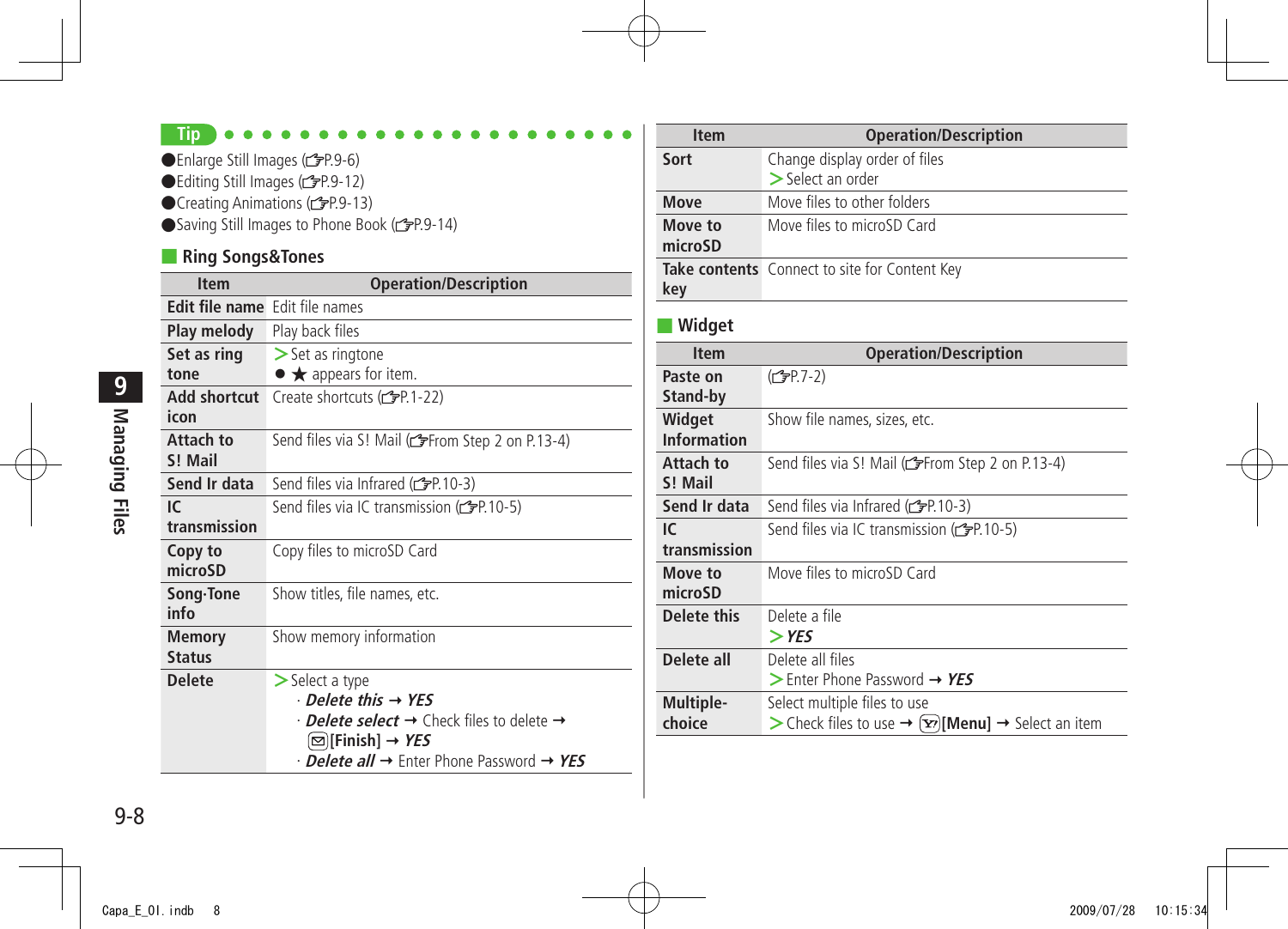**Tip**

- Enlarge Still Images (☞P.9-6)
- Editing Still Images (☞P.9-12)
- Creating Animations (☞P.9-13)
- Saving Still Images to Phone Book (☞P.9-14)

## Ring Songs&Tones

| Item | Operation/Description |
|---|---|
| **Edit file name** | Edit file names |
| **Play melody** | Play back files |
| **Set as ring tone** | > Set as ringtone<br>● ★ appears for item. |
| **Add shortcut icon** | Create shortcuts (☞P.1-22) |
| **Attach to S! Mail** | Send files via S! Mail (☞From Step 2 on P.13-4) |
| **Send Ir data** | Send files via Infrared (☞P.10-3) |
| **IC transmission** | Send files via IC transmission (☞P.10-5) |
| **Copy to microSD** | Copy files to microSD Card |
| **Song·Tone info** | Show titles, file names, etc. |
| **Memory Status** | Show memory information |
| **Delete** | > Select a type<br>· ***Delete this*** → ***YES***<br>· ***Delete select*** → Check files to delete → [Finish] → ***YES***<br>· ***Delete all*** → Enter Phone Password → ***YES*** |
| **Sort** | Change display order of files<br>> Select an order |
| **Move** | Move files to other folders |
| **Move to microSD** | Move files to microSD Card |
| **Take contents key** | Connect to site for Content Key |

## Widget

| Item | Operation/Description |
|---|---|
| **Paste on Stand-by** | (☞P.7-2) |
| **Widget Information** | Show file names, sizes, etc. |
| **Attach to S! Mail** | Send files via S! Mail (☞From Step 2 on P.13-4) |
| **Send Ir data** | Send files via Infrared (☞P.10-3) |
| **IC transmission** | Send files via IC transmission (☞P.10-5) |
| **Move to microSD** | Move files to microSD Card |
| **Delete this** | Delete a file<br>> ***YES*** |
| **Delete all** | Delete all files<br>> Enter Phone Password → ***YES*** |
| **Multiple-choice** | Select multiple files to use<br>> Check files to use → [Menu] → Select an item |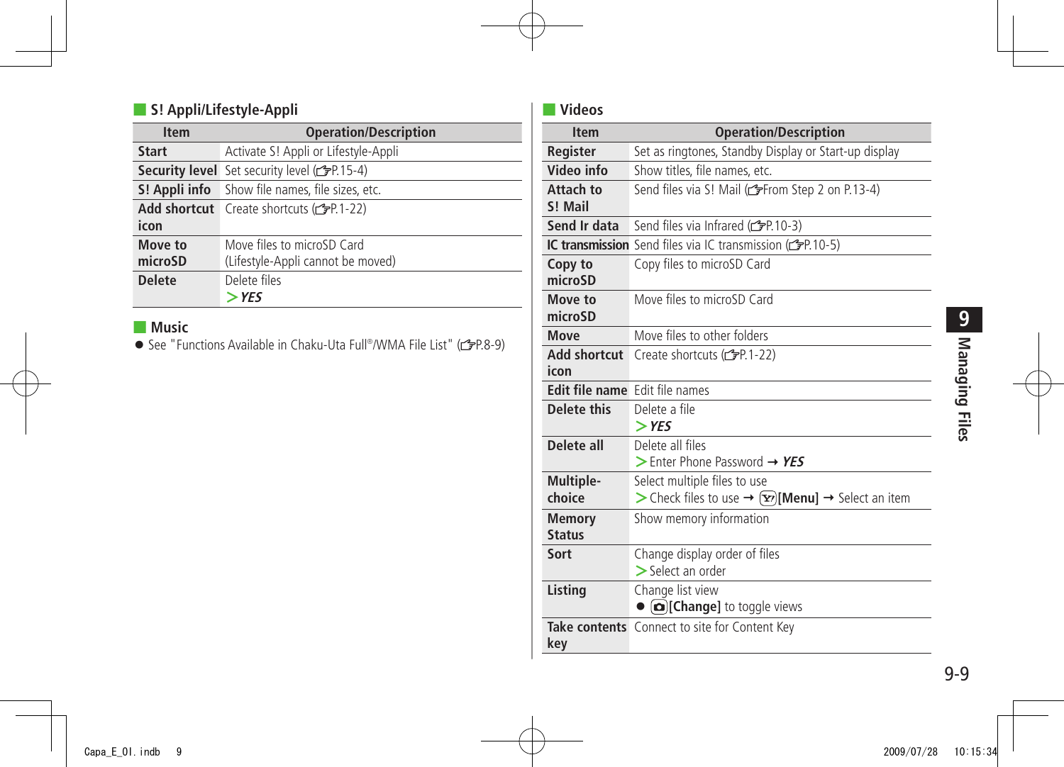## S! Appli/Lifestyle-Appli

| Item | Operation/Description |
|---|---|
| **Start** | Activate S! Appli or Lifestyle-Appli |
| **Security level** | Set security level (☞P.15-4) |
| **S! Appli info** | Show file names, file sizes, etc. |
| **Add shortcut icon** | Create shortcuts (☞P.1-22) |
| **Move to microSD** | Move files to microSD Card (Lifestyle-Appli cannot be moved) |
| **Delete** | Delete files<br>> ***YES*** |

## Music

- See "Functions Available in Chaku-Uta Full®/WMA File List" (☞P.8-9)

## Videos

| Item | Operation/Description |
|---|---|
| **Register** | Set as ringtones, Standby Display or Start-up display |
| **Video info** | Show titles, file names, etc. |
| **Attach to S! Mail** | Send files via S! Mail (☞From Step 2 on P.13-4) |
| **Send Ir data** | Send files via Infrared (☞P.10-3) |
| **IC transmission** | Send files via IC transmission (☞P.10-5) |
| **Copy to microSD** | Copy files to microSD Card |
| **Move to microSD** | Move files to microSD Card |
| **Move** | Move files to other folders |
| **Add shortcut icon** | Create shortcuts (☞P.1-22) |
| **Edit file name** | Edit file names |
| **Delete this** | Delete a file<br>> ***YES*** |
| **Delete all** | Delete all files<br>> Enter Phone Password → ***YES*** |
| **Multiple-choice** | Select multiple files to use<br>> Check files to use → [Y'][**Menu**] → Select an item |
| **Memory Status** | Show memory information |
| **Sort** | Change display order of files<br>> Select an order |
| **Listing** | Change list view<br>● [camera]**[Change]** to toggle views |
| **Take contents key** | Connect to site for Content Key |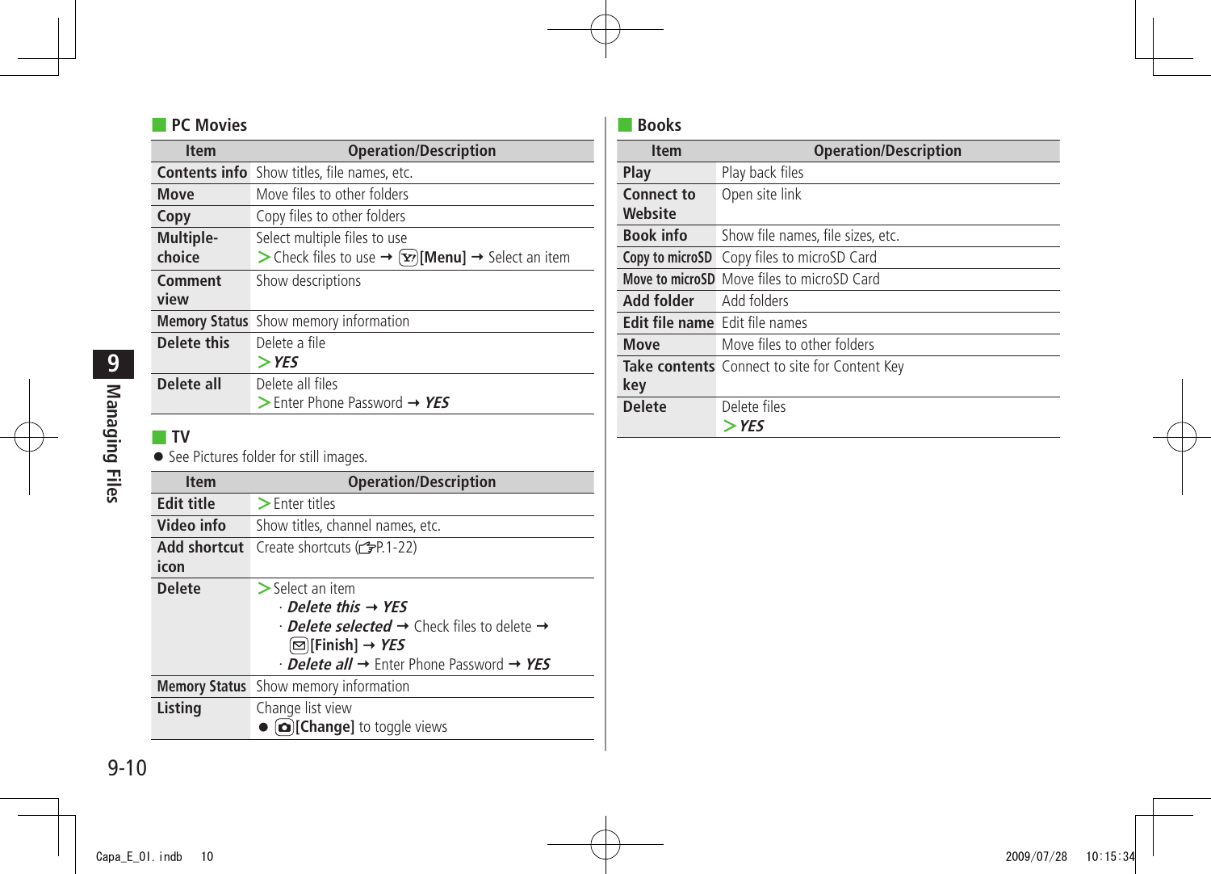## PC Movies

| Item | Operation/Description |
| --- | --- |
| **Contents info** | Show titles, file names, etc. |
| **Move** | Move files to other folders |
| **Copy** | Copy files to other folders |
| **Multiple-choice** | Select multiple files to use<br>> Check files to use → [Menu] → Select an item |
| **Comment view** | Show descriptions |
| **Memory Status** | Show memory information |
| **Delete this** | Delete a file<br>> ***YES*** |
| **Delete all** | Delete all files<br>> Enter Phone Password → ***YES*** |

## TV

- See Pictures folder for still images.

| Item | Operation/Description |
| --- | --- |
| **Edit title** | > Enter titles |
| **Video info** | Show titles, channel names, etc. |
| **Add shortcut icon** | Create shortcuts (☞P.1-22) |
| **Delete** | > Select an item<br>· ***Delete this*** → ***YES***<br>· ***Delete selected*** → Check files to delete → **[Finish]** → ***YES***<br>· ***Delete all*** → Enter Phone Password → ***YES*** |
| **Memory Status** | Show memory information |
| **Listing** | Change list view<br>● **[Change]** to toggle views |

## Books

| Item | Operation/Description |
| --- | --- |
| **Play** | Play back files |
| **Connect to Website** | Open site link |
| **Book info** | Show file names, file sizes, etc. |
| **Copy to microSD** | Copy files to microSD Card |
| **Move to microSD** | Move files to microSD Card |
| **Add folder** | Add folders |
| **Edit file name** | Edit file names |
| **Move** | Move files to other folders |
| **Take contents key** | Connect to site for Content Key |
| **Delete** | Delete files<br>> ***YES*** |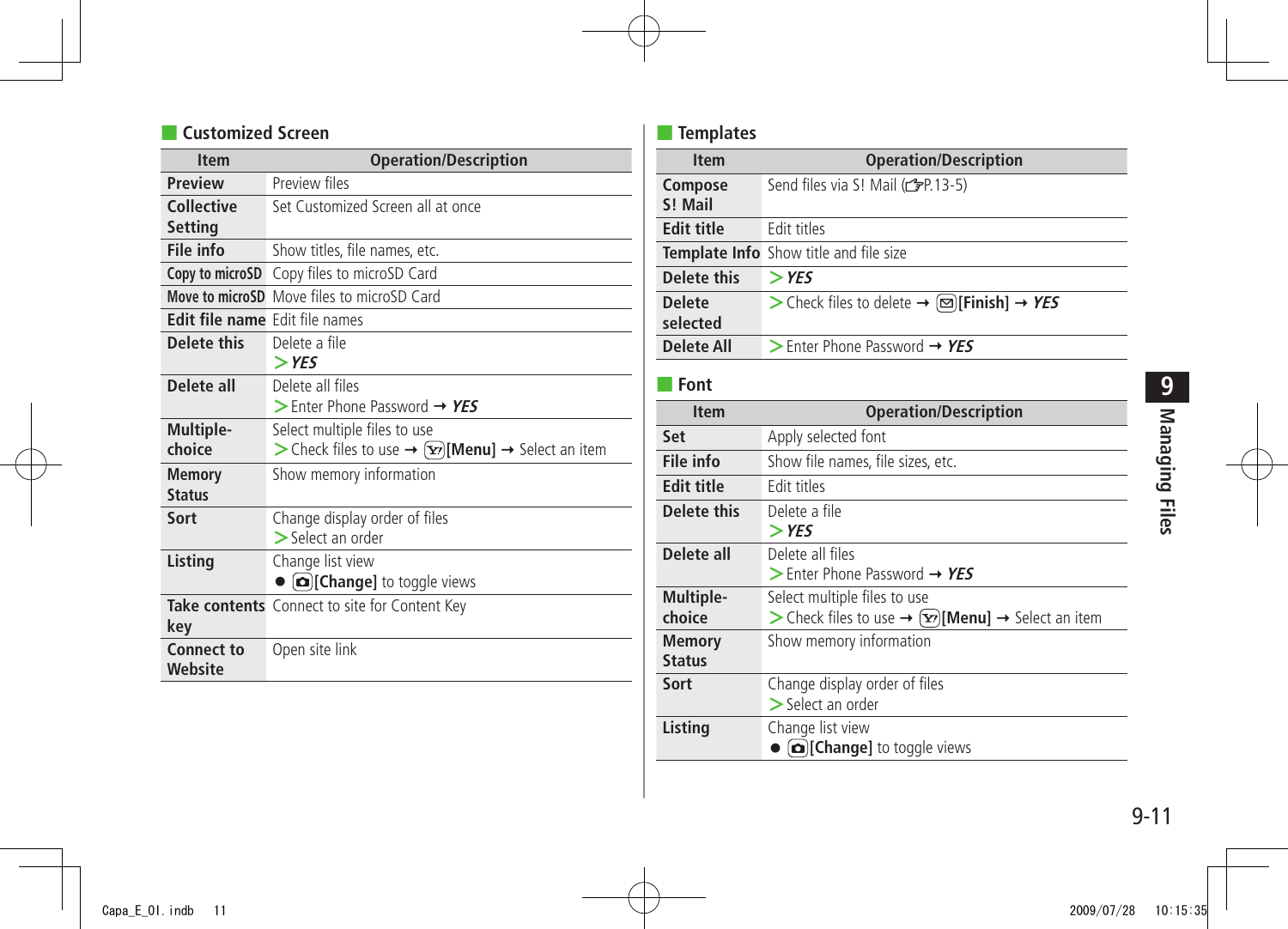## Customized Screen

| Item | Operation/Description |
|---|---|
| **Preview** | Preview files |
| **Collective Setting** | Set Customized Screen all at once |
| **File info** | Show titles, file names, etc. |
| **Copy to microSD** | Copy files to microSD Card |
| **Move to microSD** | Move files to microSD Card |
| **Edit file name** | Edit file names |
| **Delete this** | Delete a file<br>> ***YES*** |
| **Delete all** | Delete all files<br>> Enter Phone Password → ***YES*** |
| **Multiple-choice** | Select multiple files to use<br>> Check files to use → **[Menu]** → Select an item |
| **Memory Status** | Show memory information |
| **Sort** | Change display order of files<br>> Select an order |
| **Listing** | Change list view<br>● **[Change]** to toggle views |
| **Take contents key** | Connect to site for Content Key |
| **Connect to Website** | Open site link |

## Templates

| Item | Operation/Description |
|---|---|
| **Compose S! Mail** | Send files via S! Mail (☞P.13-5) |
| **Edit title** | Edit titles |
| **Template Info** | Show title and file size |
| **Delete this** | > ***YES*** |
| **Delete selected** | > Check files to delete → **[Finish]** → ***YES*** |
| **Delete All** | > Enter Phone Password → ***YES*** |

## Font

| Item | Operation/Description |
|---|---|
| **Set** | Apply selected font |
| **File info** | Show file names, file sizes, etc. |
| **Edit title** | Edit titles |
| **Delete this** | Delete a file<br>> ***YES*** |
| **Delete all** | Delete all files<br>> Enter Phone Password → ***YES*** |
| **Multiple-choice** | Select multiple files to use<br>> Check files to use → **[Menu]** → Select an item |
| **Memory Status** | Show memory information |
| **Sort** | Change display order of files<br>> Select an order |
| **Listing** | Change list view<br>● **[Change]** to toggle views |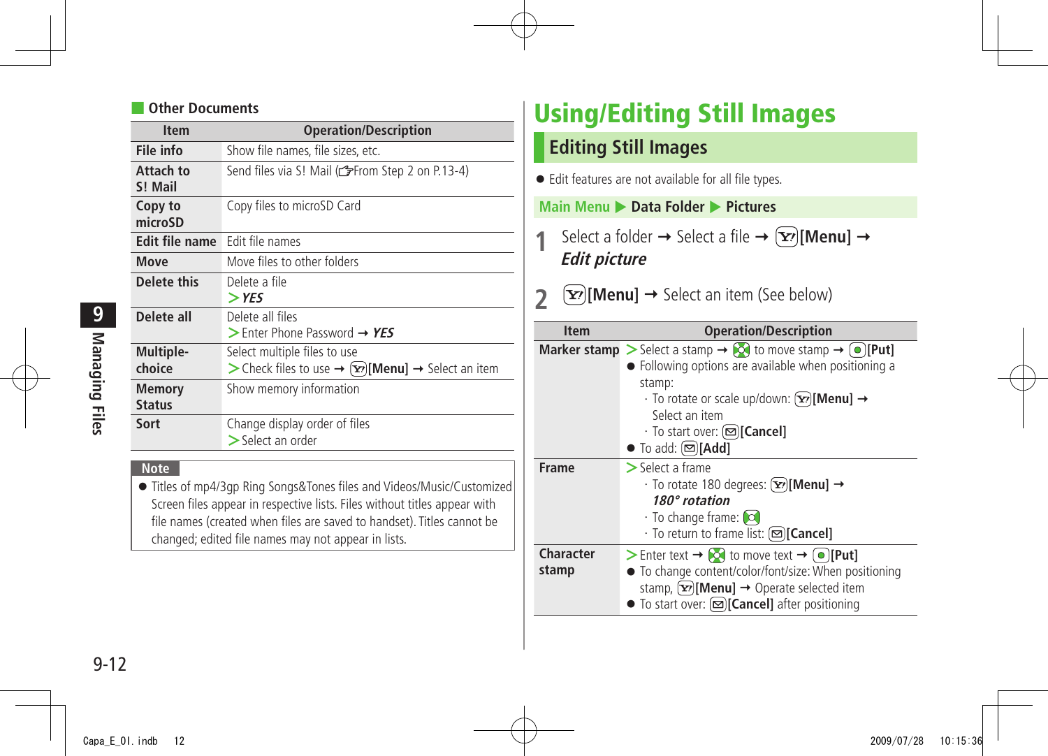### Other Documents

| Item | Operation/Description |
|---|---|
| File info | Show file names, file sizes, etc. |
| Attach to S! Mail | Send files via S! Mail (☞From Step 2 on P.13-4) |
| Copy to microSD | Copy files to microSD Card |
| Edit file name | Edit file names |
| Move | Move files to other folders |
| Delete this | Delete a file<br>> ***YES*** |
| Delete all | Delete all files<br>> Enter Phone Password → ***YES*** |
| Multiple-choice | Select multiple files to use<br>> Check files to use → **[Menu]** → Select an item |
| Memory Status | Show memory information |
| Sort | Change display order of files<br>> Select an order |

**Note**

- Titles of mp4/3gp Ring Songs&Tones files and Videos/Music/Customized Screen files appear in respective lists. Files without titles appear with file names (created when files are saved to handset). Titles cannot be changed; edited file names may not appear in lists.

# Using/Editing Still Images

## Editing Still Images

- Edit features are not available for all file types.

**Main Menu ▶ Data Folder ▶ Pictures**

**1** Select a folder → Select a file → **[Menu]** → ***Edit picture***

**2** **[Menu]** → Select an item (See below)

| Item | Operation/Description |
|---|---|
| Marker stamp | > Select a stamp → to move stamp → **[Put]**<br>● Following options are available when positioning a stamp:<br>· To rotate or scale up/down: **[Menu]** → Select an item<br>· To start over: **[Cancel]**<br>● To add: **[Add]** |
| Frame | > Select a frame<br>· To rotate 180 degrees: **[Menu]** → ***180° rotation***<br>· To change frame:<br>· To return to frame list: **[Cancel]** |
| Character stamp | > Enter text → to move text → **[Put]**<br>● To change content/color/font/size: When positioning stamp, **[Menu]** → Operate selected item<br>● To start over: **[Cancel]** after positioning |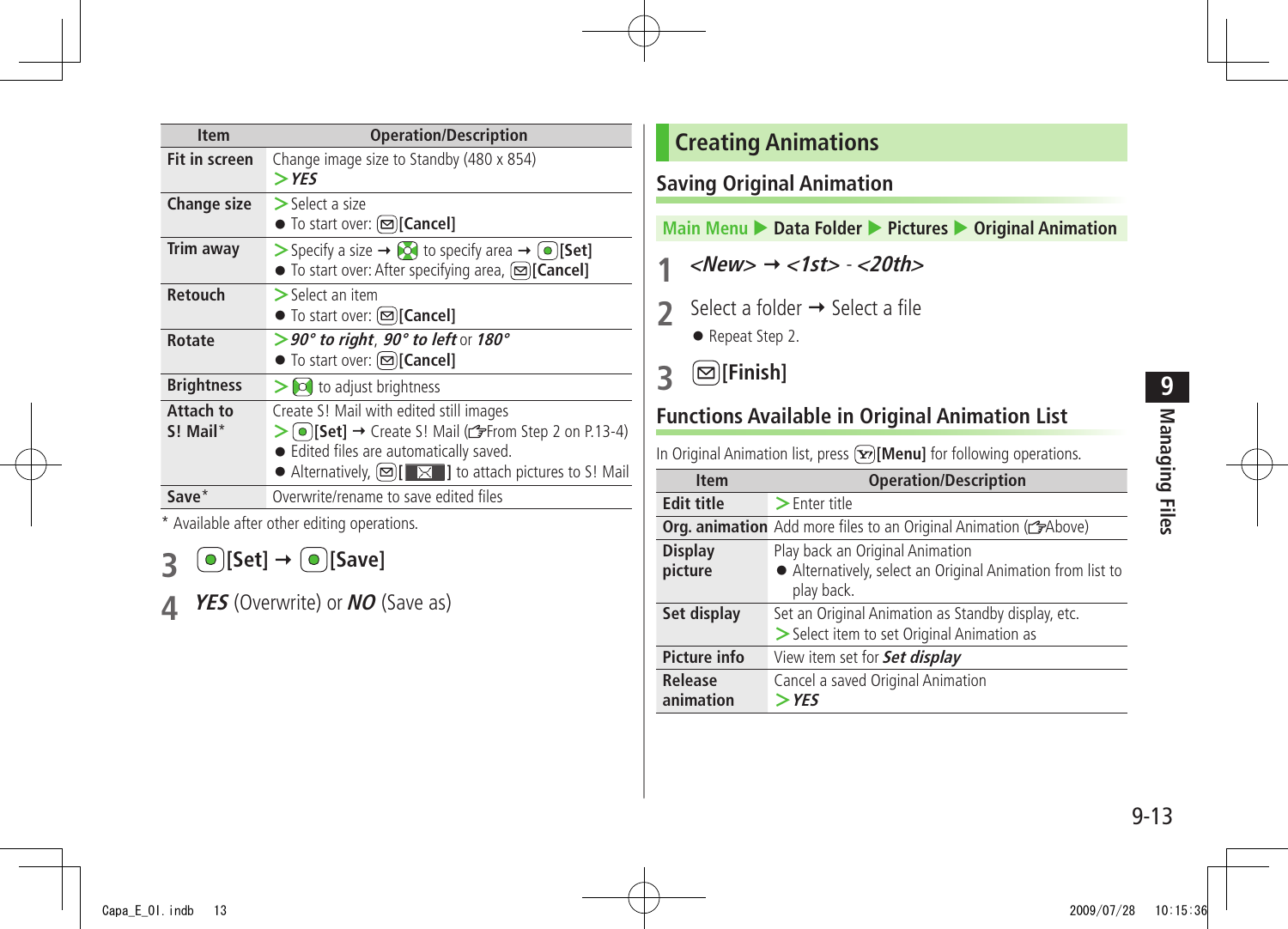| Item | Operation/Description |
|---|---|
| **Fit in screen** | Change image size to Standby (480 x 854)<br>> ***YES*** |
| **Change size** | > Select a size<br>● To start over: **[Cancel]** |
| **Trim away** | > Specify a size → to specify area → **[Set]**<br>● To start over: After specifying area, **[Cancel]** |
| **Retouch** | > Select an item<br>● To start over: **[Cancel]** |
| **Rotate** | > ***90° to right***, ***90° to left*** or ***180°***<br>● To start over: **[Cancel]** |
| **Brightness** | > to adjust brightness |
| **Attach to S! Mail*** | Create S! Mail with edited still images<br>> **[Set]** → Create S! Mail (☞From Step 2 on P.13-4)<br>● Edited files are automatically saved.<br>● Alternatively, [ ] to attach pictures to S! Mail |
| **Save*** | Overwrite/rename to save edited files |

\* Available after other editing operations.

**3** **[Set]** → **[Save]**

**4** ***YES*** (Overwrite) or ***NO*** (Save as)

# Creating Animations

## Saving Original Animation

**Main Menu ▶ Data Folder ▶ Pictures ▶ Original Animation**

**1** ***<New>*** → ***<1st>*** - ***<20th>***

**2** Select a folder → Select a file

● Repeat Step 2.

**3** **[Finish]**

## Functions Available in Original Animation List

In Original Animation list, press **[Menu]** for following operations.

| Item | Operation/Description |
|---|---|
| **Edit title** | > Enter title |
| **Org. animation** | Add more files to an Original Animation (☞Above) |
| **Display picture** | Play back an Original Animation<br>● Alternatively, select an Original Animation from list to play back. |
| **Set display** | Set an Original Animation as Standby display, etc.<br>> Select item to set Original Animation as |
| **Picture info** | View item set for ***Set display*** |
| **Release animation** | Cancel a saved Original Animation<br>> ***YES*** |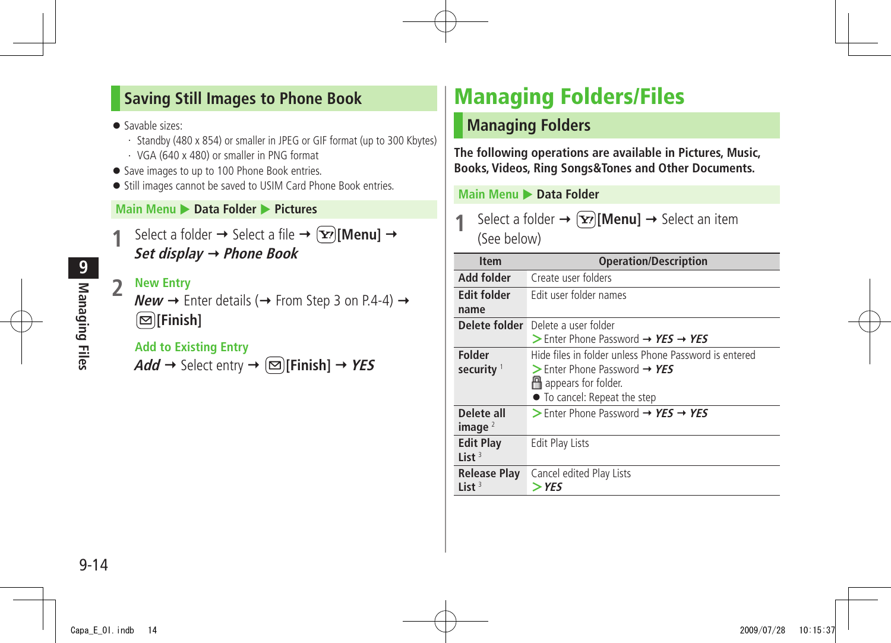## Saving Still Images to Phone Book

- Savable sizes:
  - Standby (480 x 854) or smaller in JPEG or GIF format (up to 300 Kbytes)
  - VGA (640 x 480) or smaller in PNG format
- Save images to up to 100 Phone Book entries.
- Still images cannot be saved to USIM Card Phone Book entries.

**Main Menu ▶ Data Folder ▶ Pictures**

**1** Select a folder → Select a file → [Y!][Menu] → ***Set display*** → ***Phone Book***

**2** **New Entry**

***New*** → Enter details (→ From Step 3 on P.4-4) → [✉][Finish]

**Add to Existing Entry**

***Add*** → Select entry → [✉][Finish] → ***YES***

# Managing Folders/Files

## Managing Folders

**The following operations are available in Pictures, Music, Books, Videos, Ring Songs&Tones and Other Documents.**

**Main Menu ▶ Data Folder**

**1** Select a folder → [Y!][Menu] → Select an item (See below)

| Item | Operation/Description |
|---|---|
| Add folder | Create user folders |
| Edit folder name | Edit user folder names |
| Delete folder | Delete a user folder<br>> Enter Phone Password → ***YES*** → ***YES*** |
| Folder security [1] | Hide files in folder unless Phone Password is entered<br>> Enter Phone Password → ***YES***<br>🔒 appears for folder.<br>● To cancel: Repeat the step |
| Delete all image [2] | > Enter Phone Password → ***YES*** → ***YES*** |
| Edit Play List [3] | Edit Play Lists |
| Release Play List [3] | Cancel edited Play Lists<br>> ***YES*** |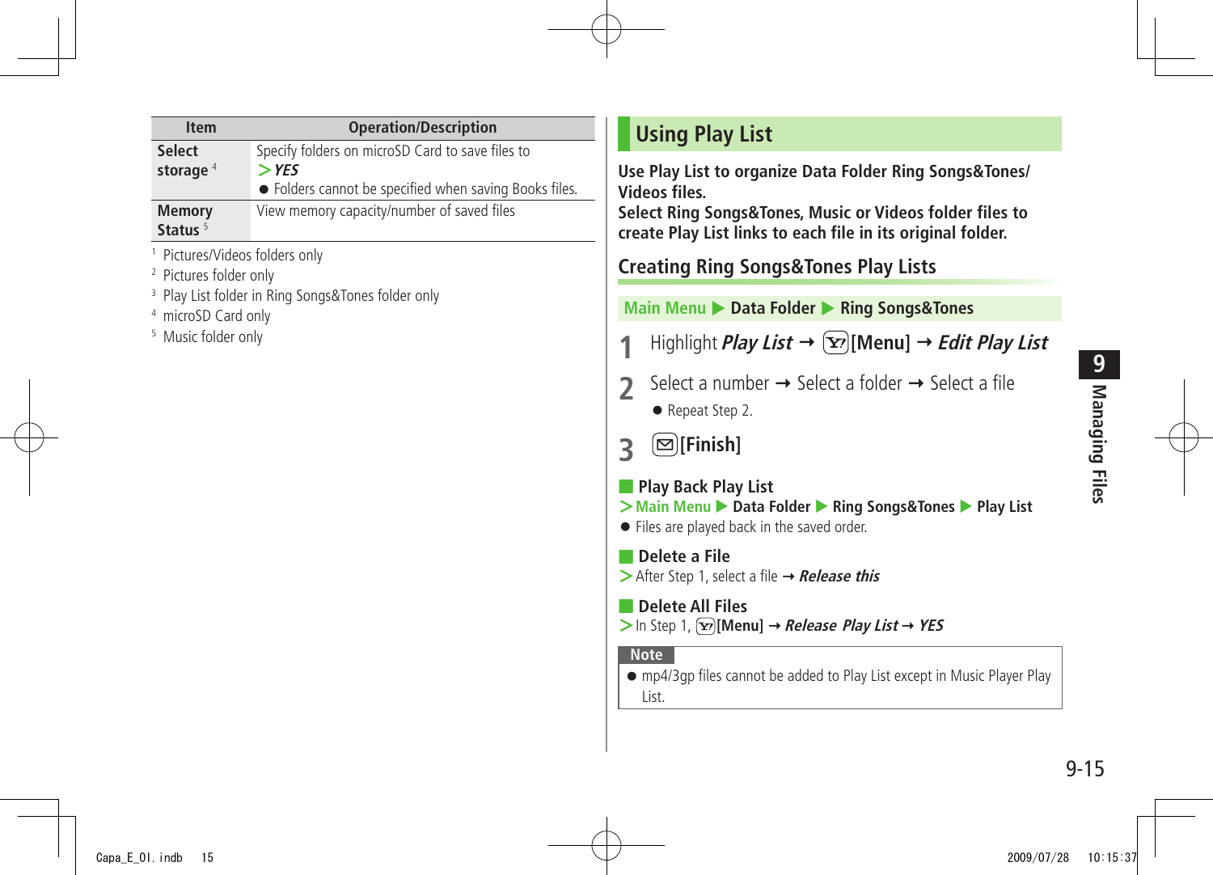| Item | Operation/Description |
|---|---|
| Select storage [4] | Specify folders on microSD Card to save files to<br>> *YES*<br>● Folders cannot be specified when saving Books files. |
| Memory Status [5] | View memory capacity/number of saved files |

[1] Pictures/Videos folders only
[2] Pictures folder only
[3] Play List folder in Ring Songs&Tones folder only
[4] microSD Card only
[5] Music folder only

# Using Play List

**Use Play List to organize Data Folder Ring Songs&Tones/ Videos files.**
**Select Ring Songs&Tones, Music or Videos folder files to create Play List links to each file in its original folder.**

## Creating Ring Songs&Tones Play Lists

**Main Menu ▶ Data Folder ▶ Ring Songs&Tones**

1. Highlight ***Play List*** → [Y!][Menu] → ***Edit Play List***
2. Select a number → Select a folder → Select a file
   - Repeat Step 2.
3. [✉][Finish]

### Play Back Play List

> **Main Menu ▶ Data Folder ▶ Ring Songs&Tones ▶ Play List**

- Files are played back in the saved order.

### Delete a File

> After Step 1, select a file → ***Release this***

### Delete All Files

> In Step 1, [Y!][Menu] → ***Release Play List*** → ***YES***

**Note**

- mp4/3gp files cannot be added to Play List except in Music Player Play List.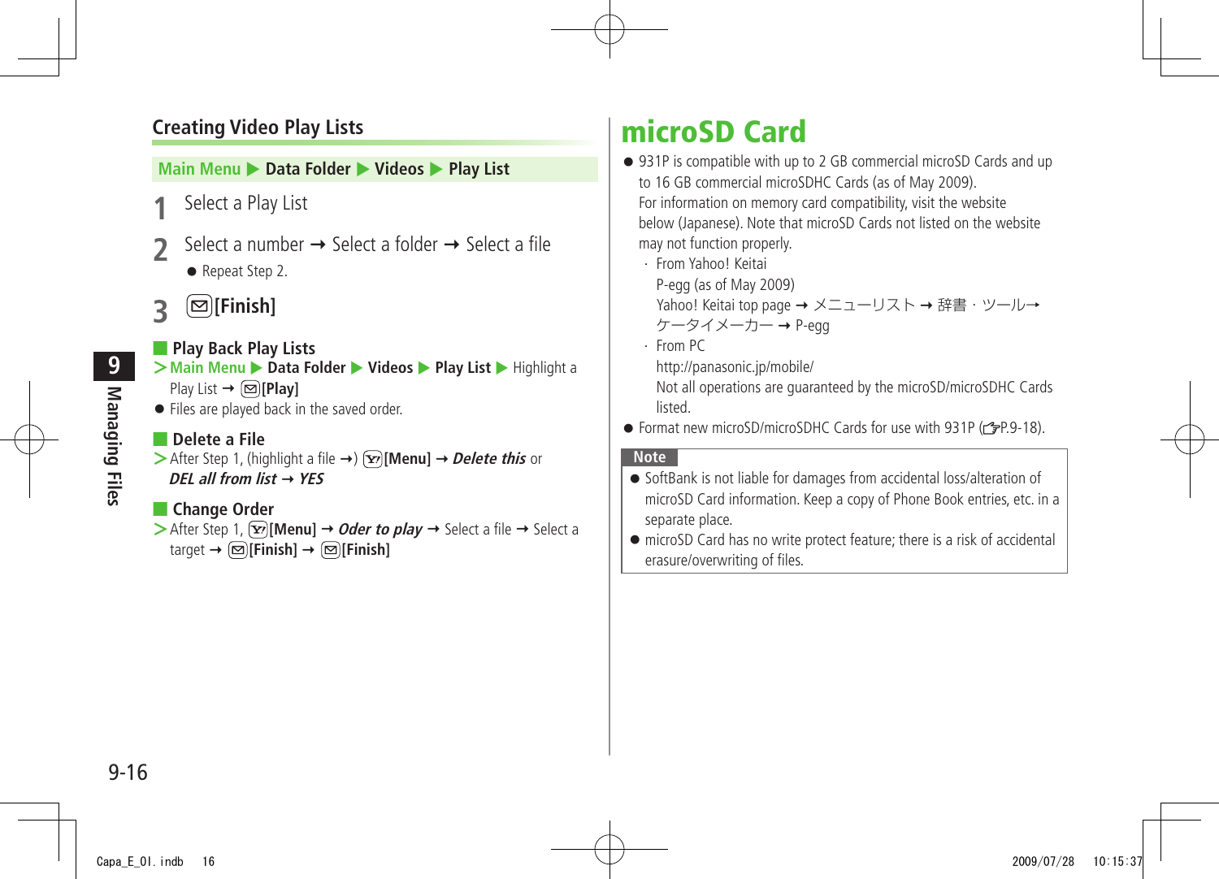## Creating Video Play Lists

Main Menu ▶ Data Folder ▶ Videos ▶ Play List

**1** Select a Play List

**2** Select a number ➞ Select a folder ➞ Select a file

- Repeat Step 2.

**3** [Finish]

### Play Back Play Lists

> Main Menu ▶ Data Folder ▶ Videos ▶ Play List ▶ Highlight a Play List ➞ [Play]

- Files are played back in the saved order.

### Delete a File

> After Step 1, (highlight a file ➞) [Menu] ➞ ***Delete this*** or ***DEL all from list*** ➞ ***YES***

### Change Order

> After Step 1, [Menu] ➞ ***Oder to play*** ➞ Select a file ➞ Select a target ➞ [Finish] ➞ [Finish]

# microSD Card

- 931P is compatible with up to 2 GB commercial microSD Cards and up to 16 GB commercial microSDHC Cards (as of May 2009).
  For information on memory card compatibility, visit the website below (Japanese). Note that microSD Cards not listed on the website may not function properly.
  - From Yahoo! Keitai
    P-egg (as of May 2009)
    Yahoo! Keitai top page ➞ メニューリスト ➞ 辞書・ツール➞ ケータイメーカー ➞ P-egg
  - From PC
    http://panasonic.jp/mobile/
    Not all operations are guaranteed by the microSD/microSDHC Cards listed.
- Format new microSD/microSDHC Cards for use with 931P (☞P.9-18).

**Note**

- SoftBank is not liable for damages from accidental loss/alteration of microSD Card information. Keep a copy of Phone Book entries, etc. in a separate place.
- microSD Card has no write protect feature; there is a risk of accidental erasure/overwriting of files.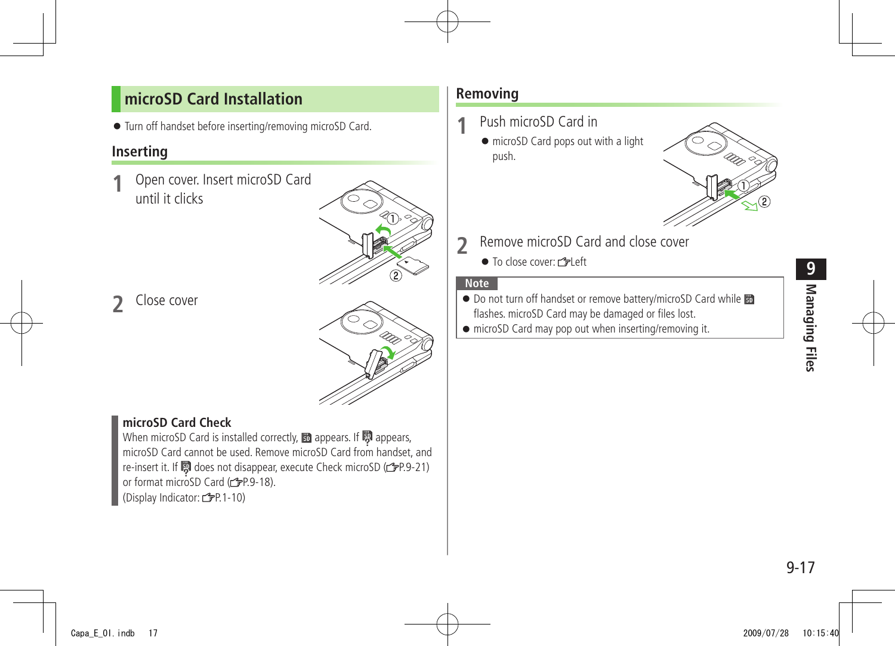## microSD Card Installation

- Turn off handset before inserting/removing microSD Card.

### Inserting

**1** Open cover. Insert microSD Card until it clicks

**2** Close cover

**microSD Card Check**

When microSD Card is installed correctly, 🅂 appears. If 🅂 appears, microSD Card cannot be used. Remove microSD Card from handset, and re-insert it. If 🅂 does not disappear, execute Check microSD (☞P.9-21) or format microSD Card (☞P.9-18).
(Display Indicator: ☞P.1-10)

### Removing

**1** Push microSD Card in

- microSD Card pops out with a light push.

**2** Remove microSD Card and close cover

- To close cover: ☞Left

**Note**

- Do not turn off handset or remove battery/microSD Card while 🅂 flashes. microSD Card may be damaged or files lost.
- microSD Card may pop out when inserting/removing it.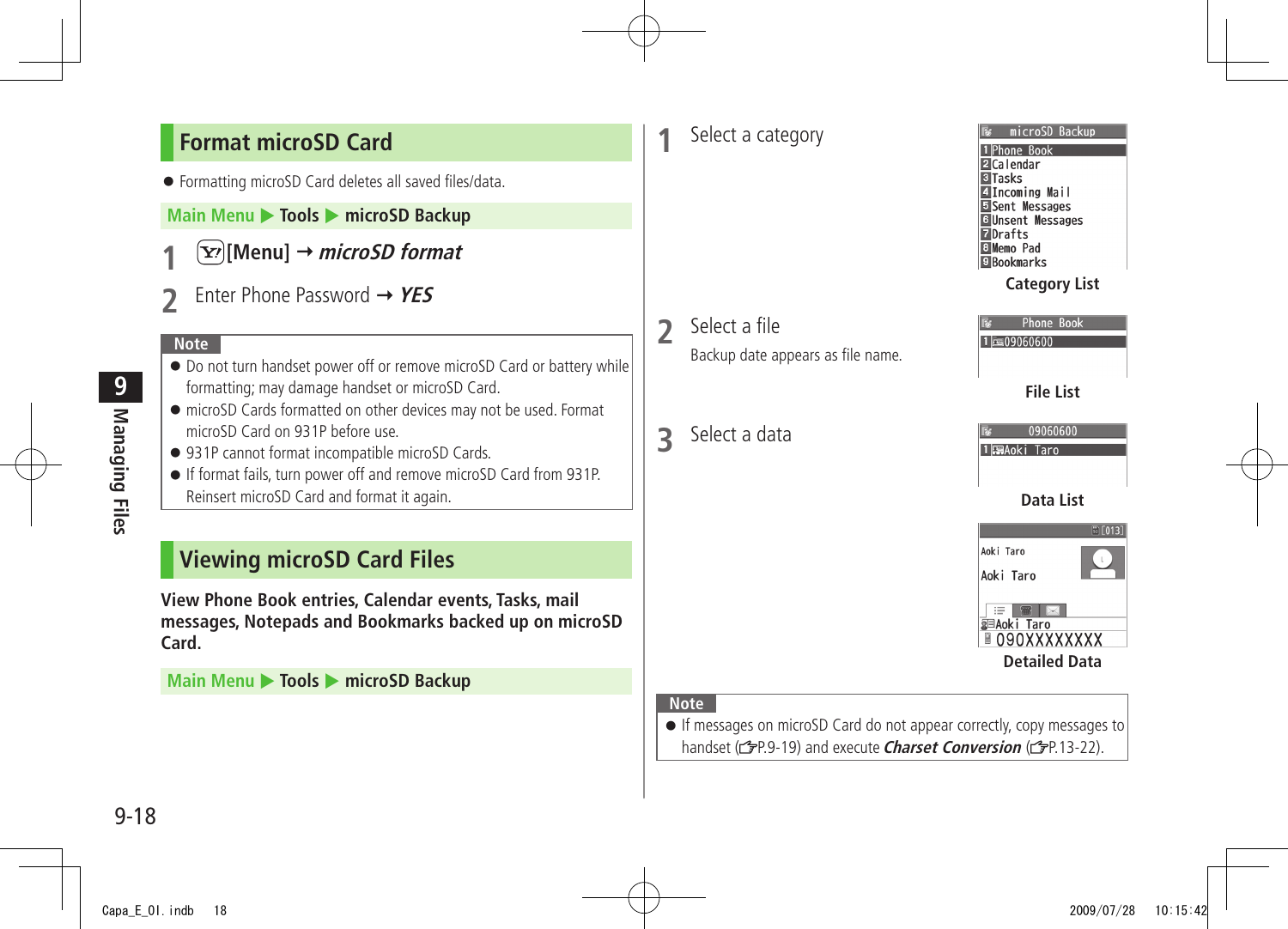## Format microSD Card

- Formatting microSD Card deletes all saved files/data.

**Main Menu ▶ Tools ▶ microSD Backup**

**1** [Y!][Menu] → ***microSD format***

**2** Enter Phone Password → ***YES***

**Note**

- Do not turn handset power off or remove microSD Card or battery while formatting; may damage handset or microSD Card.
- microSD Cards formatted on other devices may not be used. Format microSD Card on 931P before use.
- 931P cannot format incompatible microSD Cards.
- If format fails, turn power off and remove microSD Card from 931P. Reinsert microSD Card and format it again.

## Viewing microSD Card Files

**View Phone Book entries, Calendar events, Tasks, mail messages, Notepads and Bookmarks backed up on microSD Card.**

**Main Menu ▶ Tools ▶ microSD Backup**

**1** Select a category

microSD Backup
1 Phone Book
2 Calendar
3 Tasks
4 Incoming Mail
5 Sent Messages
6 Unsent Messages
7 Drafts
8 Memo Pad
9 Bookmarks

**Category List**

**2** Select a file

Backup date appears as file name.

Phone Book
1 09060600

**File List**

**3** Select a data

09060600
1 Aoki Taro

**Data List**

[013]
Aoki Taro
Aoki Taro
Aoki Taro
090XXXXXXXX

**Detailed Data**

**Note**

- If messages on microSD Card do not appear correctly, copy messages to handset (☞P.9-19) and execute ***Charset Conversion*** (☞P.13-22).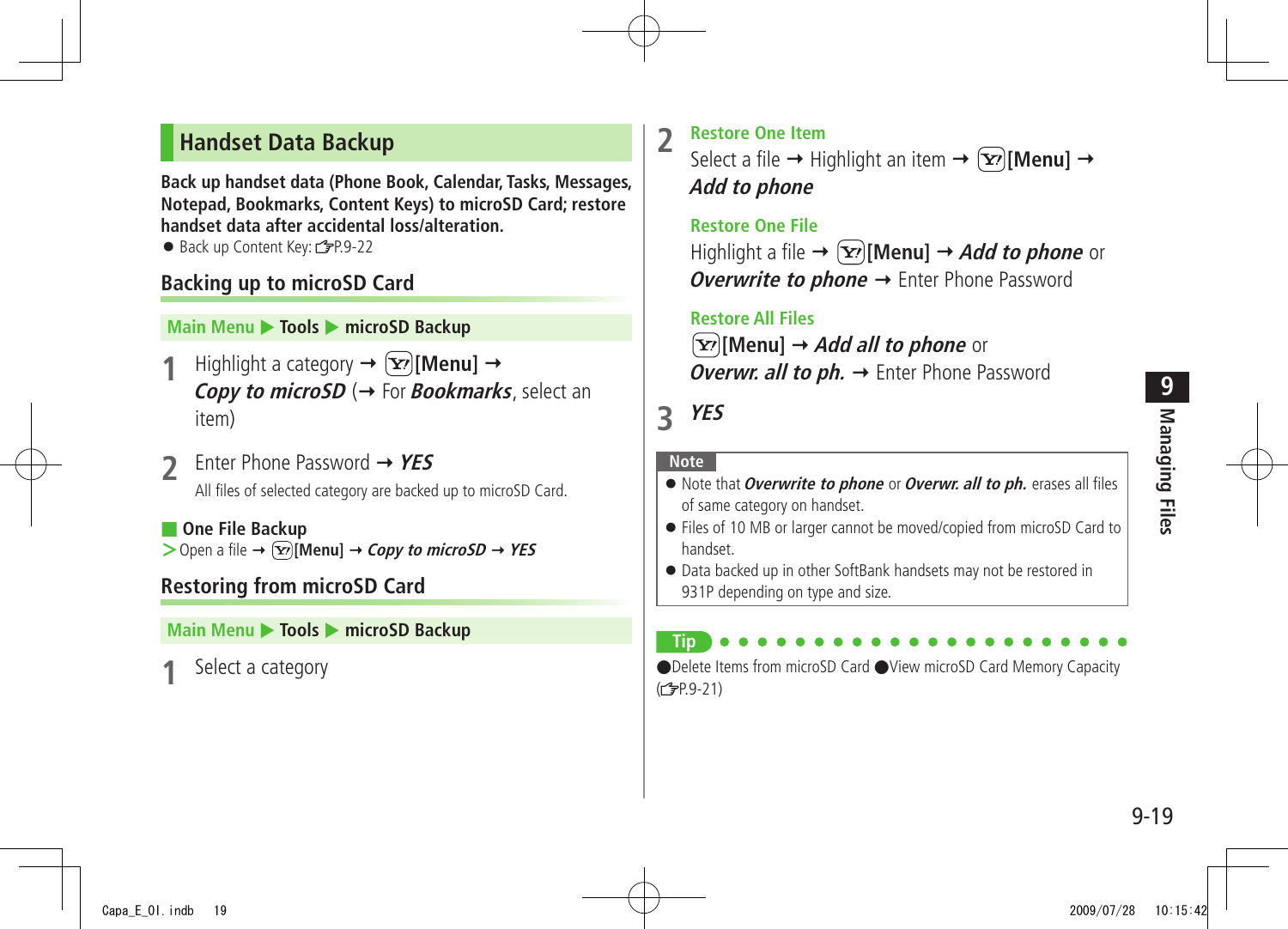## Handset Data Backup

**Back up handset data (Phone Book, Calendar, Tasks, Messages, Notepad, Bookmarks, Content Keys) to microSD Card; restore handset data after accidental loss/alteration.**

- Back up Content Key: ☞P.9-22

### Backing up to microSD Card

**Main Menu ▶ Tools ▶ microSD Backup**

1. Highlight a category → [Menu] → ***Copy to microSD*** (→ For ***Bookmarks***, select an item)

2. Enter Phone Password → ***YES***

   All files of selected category are backed up to microSD Card.

**One File Backup**

> Open a file → [Menu] → ***Copy to microSD*** → ***YES***

### Restoring from microSD Card

**Main Menu ▶ Tools ▶ microSD Backup**

1. Select a category

2. **Restore One Item**

   Select a file → Highlight an item → [Menu] → ***Add to phone***

   **Restore One File**

   Highlight a file → [Menu] → ***Add to phone*** or ***Overwrite to phone*** → Enter Phone Password

   **Restore All Files**

   [Menu] → ***Add all to phone*** or ***Overwr. all to ph.*** → Enter Phone Password

3. ***YES***

**Note**

- Note that ***Overwrite to phone*** or ***Overwr. all to ph.*** erases all files of same category on handset.
- Files of 10 MB or larger cannot be moved/copied from microSD Card to handset.
- Data backed up in other SoftBank handsets may not be restored in 931P depending on type and size.

**Tip**

●Delete Items from microSD Card ●View microSD Card Memory Capacity (☞P.9-21)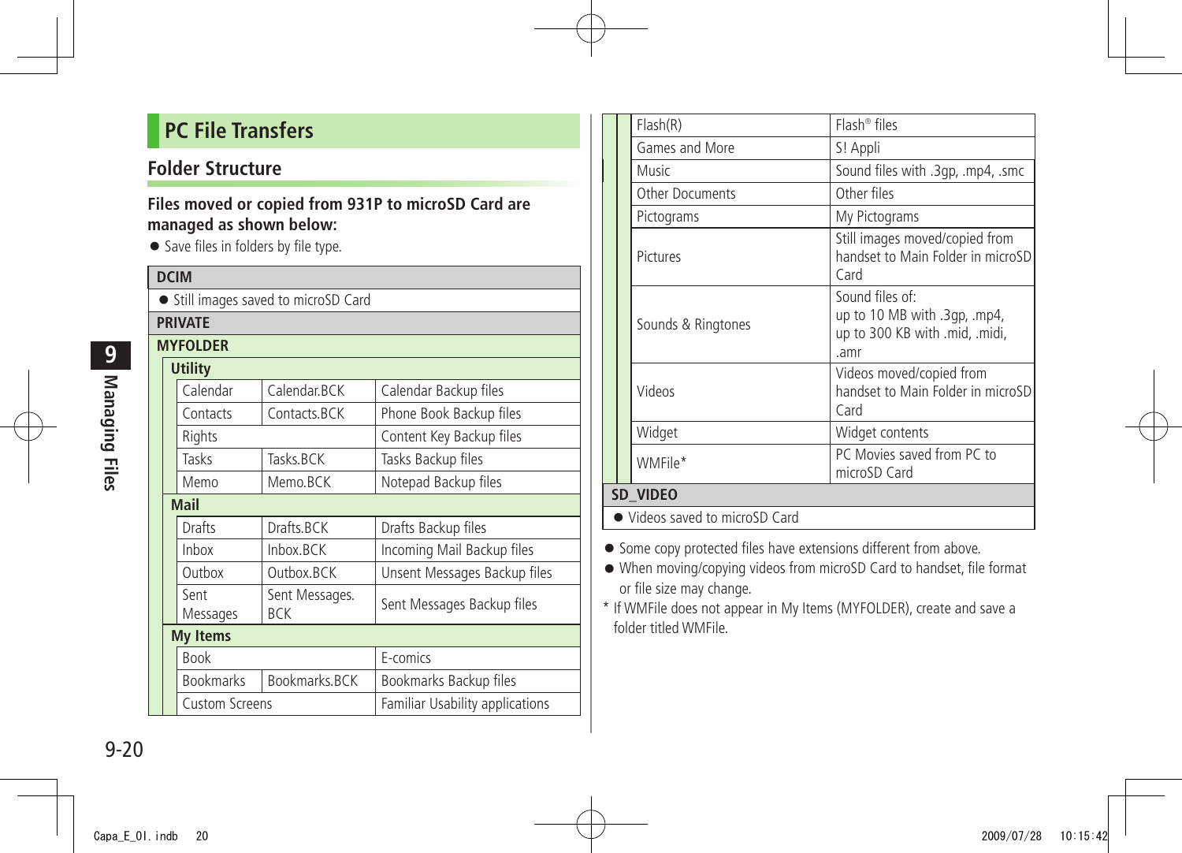## PC File Transfers

### Folder Structure

**Files moved or copied from 931P to microSD Card are managed as shown below:**

- Save files in folders by file type.

| Folder | | | |
|---|---|---|---|
| **DCIM** | | | |
| ● Still images saved to microSD Card | | | |
| **PRIVATE** | | | |
| **MYFOLDER** | | | |
| **Utility** | | | |
| | Calendar | Calendar.BCK | Calendar Backup files |
| | Contacts | Contacts.BCK | Phone Book Backup files |
| | Rights | | Content Key Backup files |
| | Tasks | Tasks.BCK | Tasks Backup files |
| | Memo | Memo.BCK | Notepad Backup files |
| **Mail** | | | |
| | Drafts | Drafts.BCK | Drafts Backup files |
| | Inbox | Inbox.BCK | Incoming Mail Backup files |
| | Outbox | Outbox.BCK | Unsent Messages Backup files |
| | Sent Messages | Sent Messages.BCK | Sent Messages Backup files |
| **My Items** | | | |
| | Book | | E-comics |
| | Bookmarks | Bookmarks.BCK | Bookmarks Backup files |
| | Custom Screens | | Familiar Usability applications |
| | Flash(R) | | Flash® files |
| | Games and More | | S! Appli |
| | Music | | Sound files with .3gp, .mp4, .smc |
| | Other Documents | | Other files |
| | Pictograms | | My Pictograms |
| | Pictures | | Still images moved/copied from handset to Main Folder in microSD Card |
| | Sounds & Ringtones | | Sound files of: up to 10 MB with .3gp, .mp4, up to 300 KB with .mid, .midi, .amr |
| | Videos | | Videos moved/copied from handset to Main Folder in microSD Card |
| | Widget | | Widget contents |
| | WMFile* | | PC Movies saved from PC to microSD Card |
| **SD_VIDEO** | | | |
| ● Videos saved to microSD Card | | | |

- Some copy protected files have extensions different from above.
- When moving/copying videos from microSD Card to handset, file format or file size may change.

\* If WMFile does not appear in My Items (MYFOLDER), create and save a folder titled WMFile.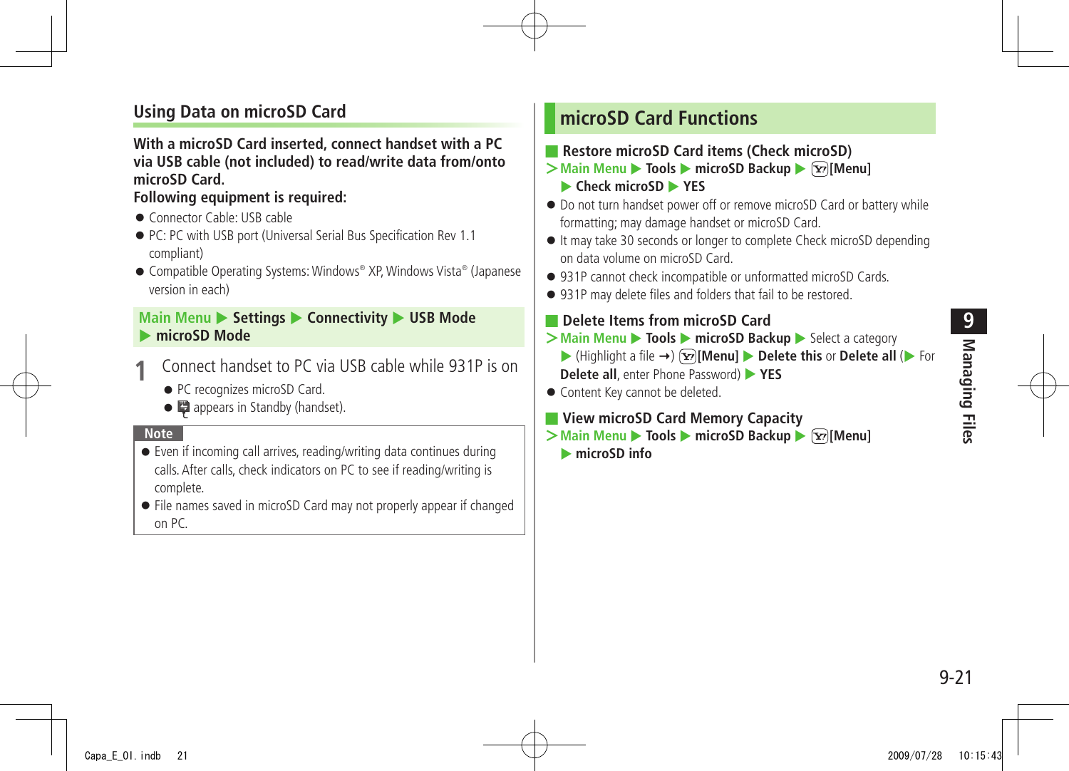## Using Data on microSD Card

**With a microSD Card inserted, connect handset with a PC via USB cable (not included) to read/write data from/onto microSD Card.**
**Following equipment is required:**

- Connector Cable: USB cable
- PC: PC with USB port (Universal Serial Bus Specification Rev 1.1 compliant)
- Compatible Operating Systems: Windows® XP, Windows Vista® (Japanese version in each)

Main Menu ▶ **Settings** ▶ **Connectivity** ▶ **USB Mode** ▶ **microSD Mode**

**1** Connect handset to PC via USB cable while 931P is on

- PC recognizes microSD Card.
- appears in Standby (handset).

**Note**

- Even if incoming call arrives, reading/writing data continues during calls. After calls, check indicators on PC to see if reading/writing is complete.
- File names saved in microSD Card may not properly appear if changed on PC.

## microSD Card Functions

### Restore microSD Card items (Check microSD)

> Main Menu ▶ **Tools** ▶ **microSD Backup** ▶ **[Menu]** ▶ **Check microSD** ▶ **YES**

- Do not turn handset power off or remove microSD Card or battery while formatting; may damage handset or microSD Card.
- It may take 30 seconds or longer to complete Check microSD depending on data volume on microSD Card.
- 931P cannot check incompatible or unformatted microSD Cards.
- 931P may delete files and folders that fail to be restored.

### Delete Items from microSD Card

> Main Menu ▶ **Tools** ▶ **microSD Backup** ▶ Select a category ▶ (Highlight a file →) **[Menu]** ▶ **Delete this** or **Delete all** (▶ For **Delete all**, enter Phone Password) ▶ **YES**

- Content Key cannot be deleted.

### View microSD Card Memory Capacity

> Main Menu ▶ **Tools** ▶ **microSD Backup** ▶ **[Menu]** ▶ **microSD info**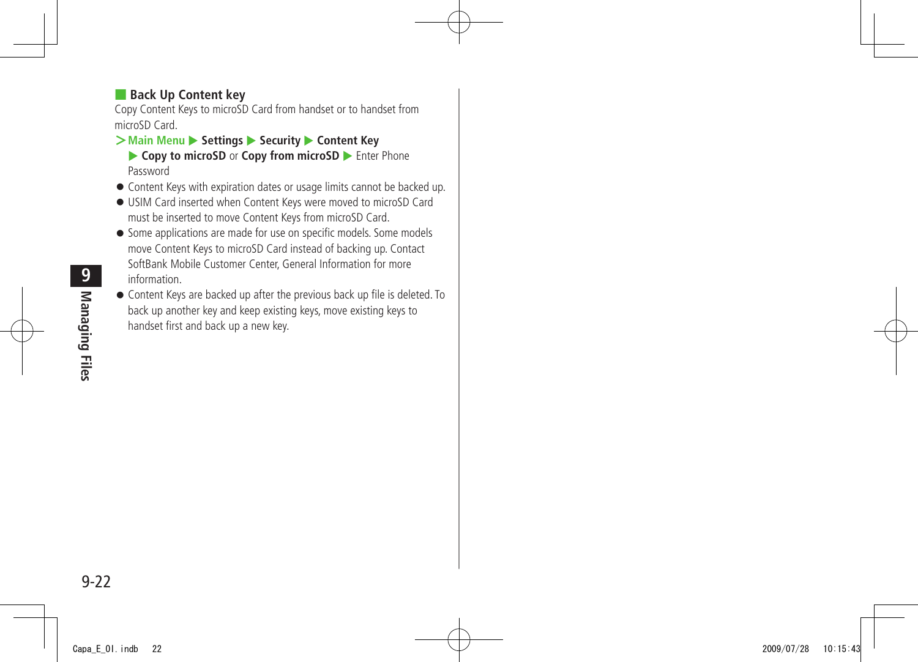## Back Up Content key

Copy Content Keys to microSD Card from handset or to handset from microSD Card.

> **Main Menu** ▶ **Settings** ▶ **Security** ▶ **Content Key** ▶ **Copy to microSD** or **Copy from microSD** ▶ Enter Phone Password

- Content Keys with expiration dates or usage limits cannot be backed up.
- USIM Card inserted when Content Keys were moved to microSD Card must be inserted to move Content Keys from microSD Card.
- Some applications are made for use on specific models. Some models move Content Keys to microSD Card instead of backing up. Contact SoftBank Mobile Customer Center, General Information for more information.
- Content Keys are backed up after the previous back up file is deleted. To back up another key and keep existing keys, move existing keys to handset first and back up a new key.